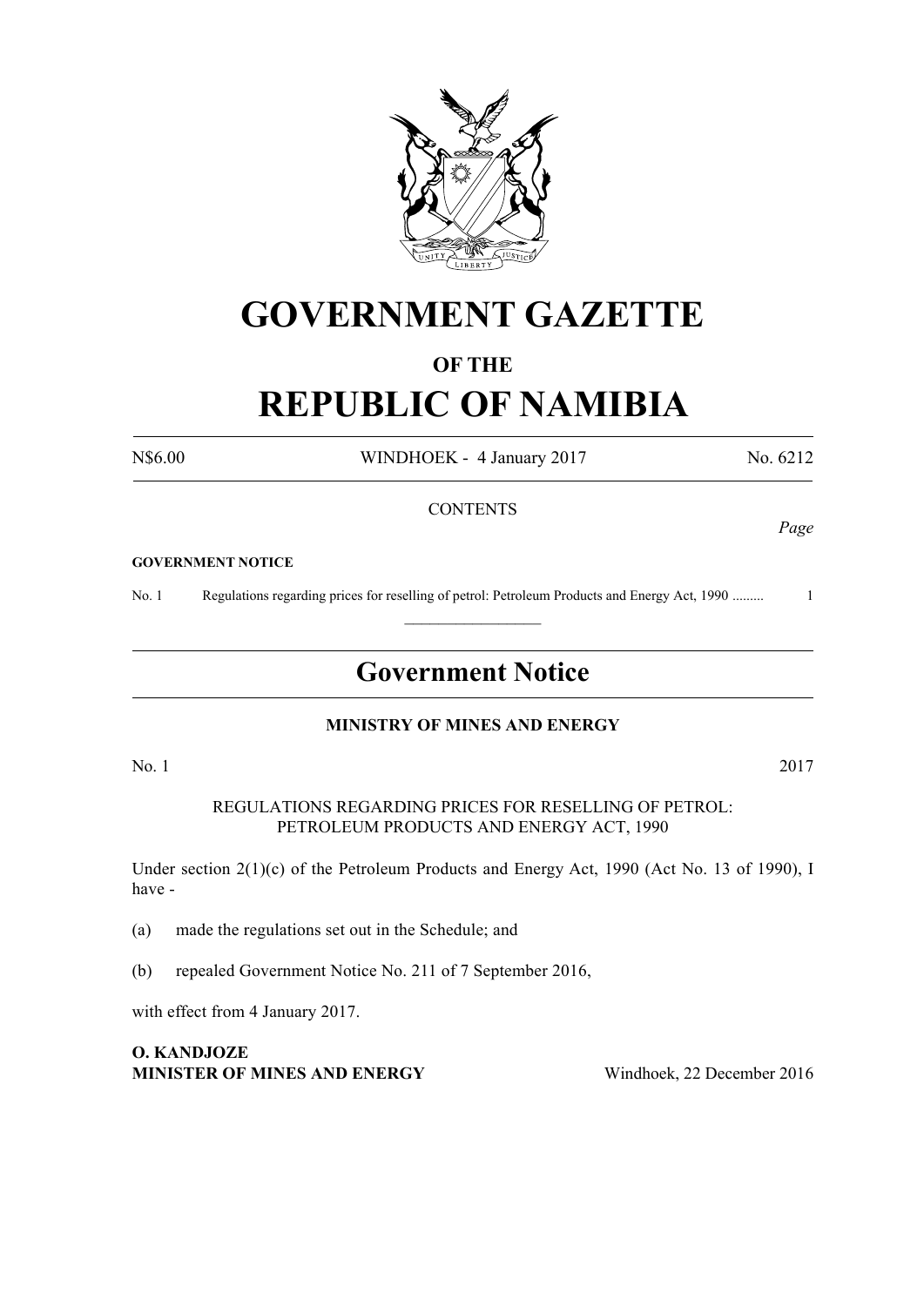# GOVERNMENT GAZETTE

## OF THE

# REPUBLIC OF NAMIBIA

N$6.00 WINDHOEK - 4 January 2017 No. 6212

CONTENTS

*Page*

**GOVERNMENT NOTICE**

No. 1 Regulations regarding prices for reselling of petrol: Petroleum Products and Energy Act, 1990 ......... 1

---

## Government Notice

**MINISTRY OF MINES AND ENERGY**

No. 1 2017

REGULATIONS REGARDING PRICES FOR RESELLING OF PETROL: PETROLEUM PRODUCTS AND ENERGY ACT, 1990

Under section 2(1)(c) of the Petroleum Products and Energy Act, 1990 (Act No. 13 of 1990), I have -

(a) made the regulations set out in the Schedule; and

(b) repealed Government Notice No. 211 of 7 September 2016,

with effect from 4 January 2017.

**O. KANDJOZE**
**MINISTER OF MINES AND ENERGY** Windhoek, 22 December 2016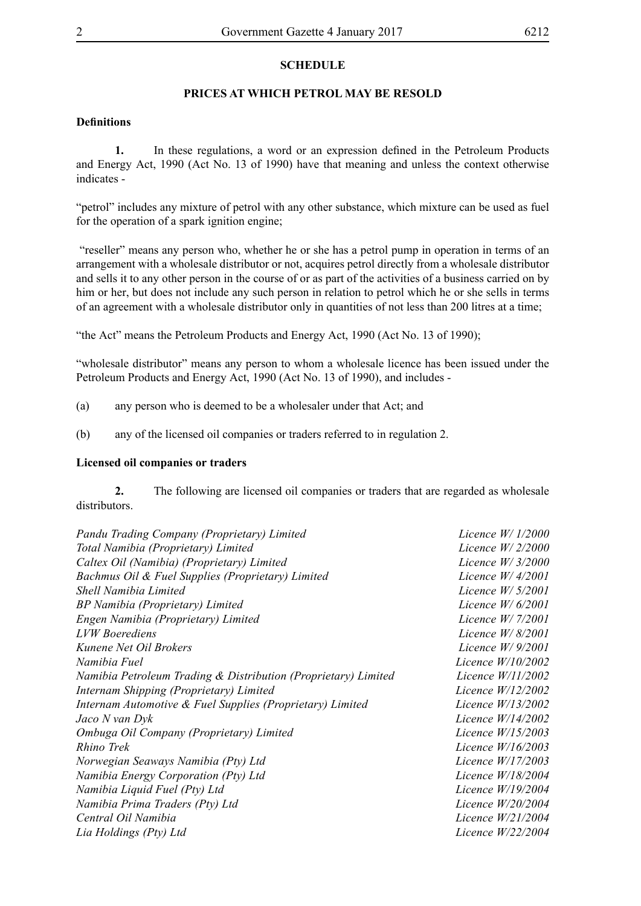## SCHEDULE

## PRICES AT WHICH PETROL MAY BE RESOLD

**Definitions**

**1.** In these regulations, a word or an expression defined in the Petroleum Products and Energy Act, 1990 (Act No. 13 of 1990) have that meaning and unless the context otherwise indicates -

"petrol" includes any mixture of petrol with any other substance, which mixture can be used as fuel for the operation of a spark ignition engine;

"reseller" means any person who, whether he or she has a petrol pump in operation in terms of an arrangement with a wholesale distributor or not, acquires petrol directly from a wholesale distributor and sells it to any other person in the course of or as part of the activities of a business carried on by him or her, but does not include any such person in relation to petrol which he or she sells in terms of an agreement with a wholesale distributor only in quantities of not less than 200 litres at a time;

"the Act" means the Petroleum Products and Energy Act, 1990 (Act No. 13 of 1990);

"wholesale distributor" means any person to whom a wholesale licence has been issued under the Petroleum Products and Energy Act, 1990 (Act No. 13 of 1990), and includes -

(a) any person who is deemed to be a wholesaler under that Act; and

(b) any of the licensed oil companies or traders referred to in regulation 2.

**Licensed oil companies or traders**

**2.** The following are licensed oil companies or traders that are regarded as wholesale distributors.

| | |
|---|---|
| *Pandu Trading Company (Proprietary) Limited* | *Licence W/ 1/2000* |
| *Total Namibia (Proprietary) Limited* | *Licence W/ 2/2000* |
| *Caltex Oil (Namibia) (Proprietary) Limited* | *Licence W/ 3/2000* |
| *Bachmus Oil & Fuel Supplies (Proprietary) Limited* | *Licence W/ 4/2001* |
| *Shell Namibia Limited* | *Licence W/ 5/2001* |
| *BP Namibia (Proprietary) Limited* | *Licence W/ 6/2001* |
| *Engen Namibia (Proprietary) Limited* | *Licence W/ 7/2001* |
| *LVW Boerediens* | *Licence W/ 8/2001* |
| *Kunene Net Oil Brokers* | *Licence W/ 9/2001* |
| *Namibia Fuel* | *Licence W/10/2002* |
| *Namibia Petroleum Trading & Distribution (Proprietary) Limited* | *Licence W/11/2002* |
| *Internam Shipping (Proprietary) Limited* | *Licence W/12/2002* |
| *Internam Automotive & Fuel Supplies (Proprietary) Limited* | *Licence W/13/2002* |
| *Jaco N van Dyk* | *Licence W/14/2002* |
| *Ombuga Oil Company (Proprietary) Limited* | *Licence W/15/2003* |
| *Rhino Trek* | *Licence W/16/2003* |
| *Norwegian Seaways Namibia (Pty) Ltd* | *Licence W/17/2003* |
| *Namibia Energy Corporation (Pty) Ltd* | *Licence W/18/2004* |
| *Namibia Liquid Fuel (Pty) Ltd* | *Licence W/19/2004* |
| *Namibia Prima Traders (Pty) Ltd* | *Licence W/20/2004* |
| *Central Oil Namibia* | *Licence W/21/2004* |
| *Lia Holdings (Pty) Ltd* | *Licence W/22/2004* |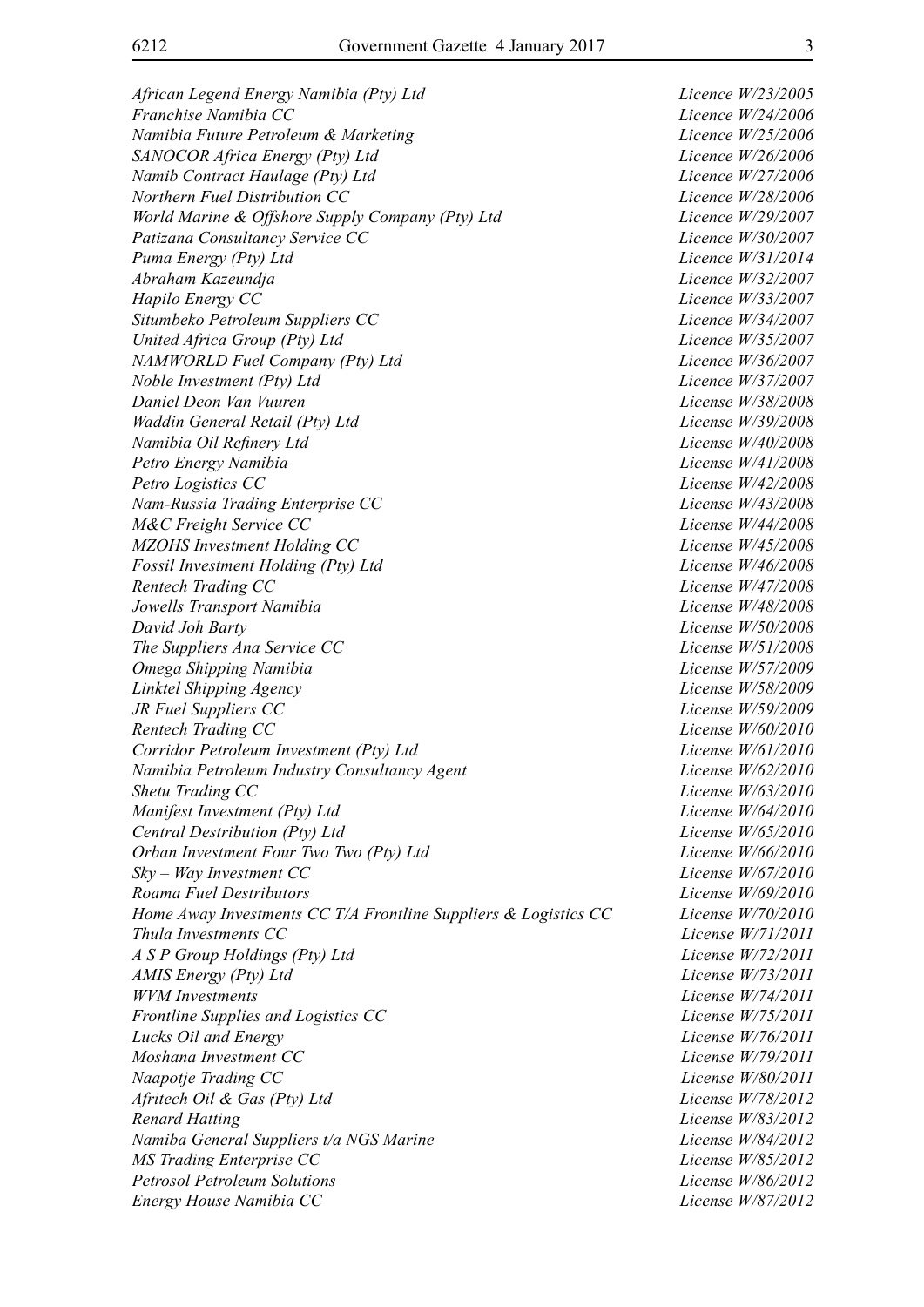| | |
|---|---|
| *African Legend Energy Namibia (Pty) Ltd* | *Licence W/23/2005* |
| *Franchise Namibia CC* | *Licence W/24/2006* |
| *Namibia Future Petroleum & Marketing* | *Licence W/25/2006* |
| *SANOCOR Africa Energy (Pty) Ltd* | *Licence W/26/2006* |
| *Namib Contract Haulage (Pty) Ltd* | *Licence W/27/2006* |
| *Northern Fuel Distribution CC* | *Licence W/28/2006* |
| *World Marine & Offshore Supply Company (Pty) Ltd* | *Licence W/29/2007* |
| *Patizana Consultancy Service CC* | *Licence W/30/2007* |
| *Puma Energy (Pty) Ltd* | *Licence W/31/2014* |
| *Abraham Kazeundja* | *Licence W/32/2007* |
| *Hapilo Energy CC* | *Licence W/33/2007* |
| *Situmbeko Petroleum Suppliers CC* | *Licence W/34/2007* |
| *United Africa Group (Pty) Ltd* | *Licence W/35/2007* |
| *NAMWORLD Fuel Company (Pty) Ltd* | *Licence W/36/2007* |
| *Noble Investment (Pty) Ltd* | *Licence W/37/2007* |
| *Daniel Deon Van Vuuren* | *License W/38/2008* |
| *Waddin General Retail (Pty) Ltd* | *License W/39/2008* |
| *Namibia Oil Refinery Ltd* | *License W/40/2008* |
| *Petro Energy Namibia* | *License W/41/2008* |
| *Petro Logistics CC* | *License W/42/2008* |
| *Nam-Russia Trading Enterprise CC* | *License W/43/2008* |
| *M&C Freight Service CC* | *License W/44/2008* |
| *MZOHS Investment Holding CC* | *License W/45/2008* |
| *Fossil Investment Holding (Pty) Ltd* | *License W/46/2008* |
| *Rentech Trading CC* | *License W/47/2008* |
| *Jowells Transport Namibia* | *License W/48/2008* |
| *David Joh Barty* | *License W/50/2008* |
| *The Suppliers Ana Service CC* | *License W/51/2008* |
| *Omega Shipping Namibia* | *License W/57/2009* |
| *Linktel Shipping Agency* | *License W/58/2009* |
| *JR Fuel Suppliers CC* | *License W/59/2009* |
| *Rentech Trading CC* | *License W/60/2010* |
| *Corridor Petroleum Investment (Pty) Ltd* | *License W/61/2010* |
| *Namibia Petroleum Industry Consultancy Agent* | *License W/62/2010* |
| *Shetu Trading CC* | *License W/63/2010* |
| *Manifest Investment (Pty) Ltd* | *License W/64/2010* |
| *Central Destribution (Pty) Ltd* | *License W/65/2010* |
| *Orban Investment Four Two Two (Pty) Ltd* | *License W/66/2010* |
| *Sky – Way Investment CC* | *License W/67/2010* |
| *Roama Fuel Destributors* | *License W/69/2010* |
| *Home Away Investments CC T/A Frontline Suppliers & Logistics CC* | *License W/70/2010* |
| *Thula Investments CC* | *License W/71/2011* |
| *A S P Group Holdings (Pty) Ltd* | *License W/72/2011* |
| *AMIS Energy (Pty) Ltd* | *License W/73/2011* |
| *WVM Investments* | *License W/74/2011* |
| *Frontline Supplies and Logistics CC* | *License W/75/2011* |
| *Lucks Oil and Energy* | *License W/76/2011* |
| *Moshana Investment CC* | *License W/79/2011* |
| *Naapotje Trading CC* | *License W/80/2011* |
| *Afritech Oil & Gas (Pty) Ltd* | *License W/78/2012* |
| *Renard Hatting* | *License W/83/2012* |
| *Namiba General Suppliers t/a NGS Marine* | *License W/84/2012* |
| *MS Trading Enterprise CC* | *License W/85/2012* |
| *Petrosol Petroleum Solutions* | *License W/86/2012* |
| *Energy House Namibia CC* | *License W/87/2012* |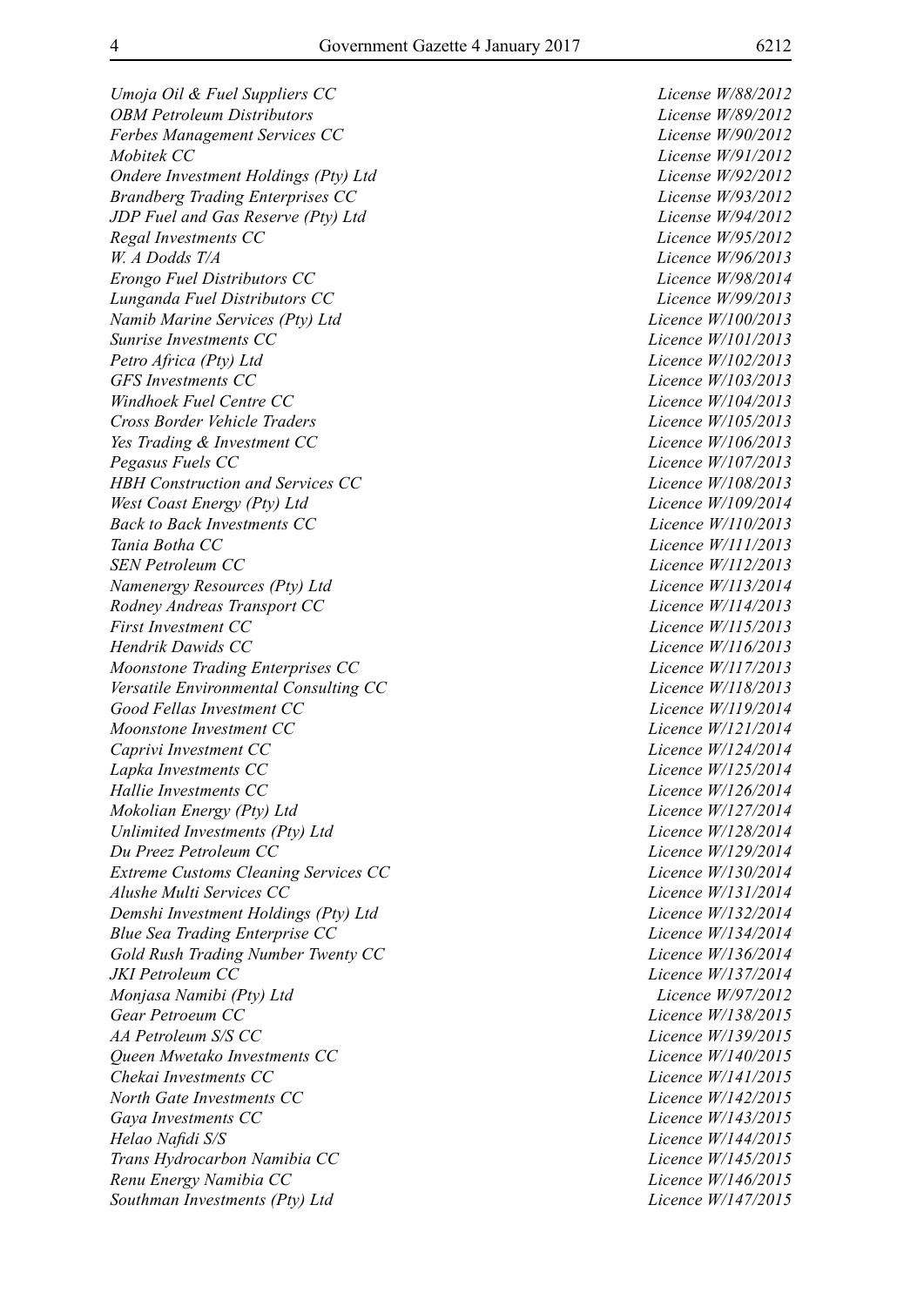| | |
|---|---|
| *Umoja Oil & Fuel Suppliers CC* | *License W/88/2012* |
| *OBM Petroleum Distributors* | *License W/89/2012* |
| *Ferbes Management Services CC* | *License W/90/2012* |
| *Mobitek CC* | *License W/91/2012* |
| *Ondere Investment Holdings (Pty) Ltd* | *License W/92/2012* |
| *Brandberg Trading Enterprises CC* | *License W/93/2012* |
| *JDP Fuel and Gas Reserve (Pty) Ltd* | *License W/94/2012* |
| *Regal Investments CC* | *Licence W/95/2012* |
| *W. A Dodds T/A* | *Licence W/96/2013* |
| *Erongo Fuel Distributors CC* | *Licence W/98/2014* |
| *Lunganda Fuel Distributors CC* | *Licence W/99/2013* |
| *Namib Marine Services (Pty) Ltd* | *Licence W/100/2013* |
| *Sunrise Investments CC* | *Licence W/101/2013* |
| *Petro Africa (Pty) Ltd* | *Licence W/102/2013* |
| *GFS Investments CC* | *Licence W/103/2013* |
| *Windhoek Fuel Centre CC* | *Licence W/104/2013* |
| *Cross Border Vehicle Traders* | *Licence W/105/2013* |
| *Yes Trading & Investment CC* | *Licence W/106/2013* |
| *Pegasus Fuels CC* | *Licence W/107/2013* |
| *HBH Construction and Services CC* | *Licence W/108/2013* |
| *West Coast Energy (Pty) Ltd* | *Licence W/109/2014* |
| *Back to Back Investments CC* | *Licence W/110/2013* |
| *Tania Botha CC* | *Licence W/111/2013* |
| *SEN Petroleum CC* | *Licence W/112/2013* |
| *Namenergy Resources (Pty) Ltd* | *Licence W/113/2014* |
| *Rodney Andreas Transport CC* | *Licence W/114/2013* |
| *First Investment CC* | *Licence W/115/2013* |
| *Hendrik Dawids CC* | *Licence W/116/2013* |
| *Moonstone Trading Enterprises CC* | *Licence W/117/2013* |
| *Versatile Environmental Consulting CC* | *Licence W/118/2013* |
| *Good Fellas Investment CC* | *Licence W/119/2014* |
| *Moonstone Investment CC* | *Licence W/121/2014* |
| *Caprivi Investment CC* | *Licence W/124/2014* |
| *Lapka Investments CC* | *Licence W/125/2014* |
| *Hallie Investments CC* | *Licence W/126/2014* |
| *Mokolian Energy (Pty) Ltd* | *Licence W/127/2014* |
| *Unlimited Investments (Pty) Ltd* | *Licence W/128/2014* |
| *Du Preez Petroleum CC* | *Licence W/129/2014* |
| *Extreme Customs Cleaning Services CC* | *Licence W/130/2014* |
| *Alushe Multi Services CC* | *Licence W/131/2014* |
| *Demshi Investment Holdings (Pty) Ltd* | *Licence W/132/2014* |
| *Blue Sea Trading Enterprise CC* | *Licence W/134/2014* |
| *Gold Rush Trading Number Twenty CC* | *Licence W/136/2014* |
| *JKI Petroleum CC* | *Licence W/137/2014* |
| *Monjasa Namibi (Pty) Ltd* | *Licence W/97/2012* |
| *Gear Petroeum CC* | *Licence W/138/2015* |
| *AA Petroleum S/S CC* | *Licence W/139/2015* |
| *Queen Mwetako Investments CC* | *Licence W/140/2015* |
| *Chekai Investments CC* | *Licence W/141/2015* |
| *North Gate Investments CC* | *Licence W/142/2015* |
| *Gaya Investments CC* | *Licence W/143/2015* |
| *Helao Nafidi S/S* | *Licence W/144/2015* |
| *Trans Hydrocarbon Namibia CC* | *Licence W/145/2015* |
| *Renu Energy Namibia CC* | *Licence W/146/2015* |
| *Southman Investments (Pty) Ltd* | *Licence W/147/2015* |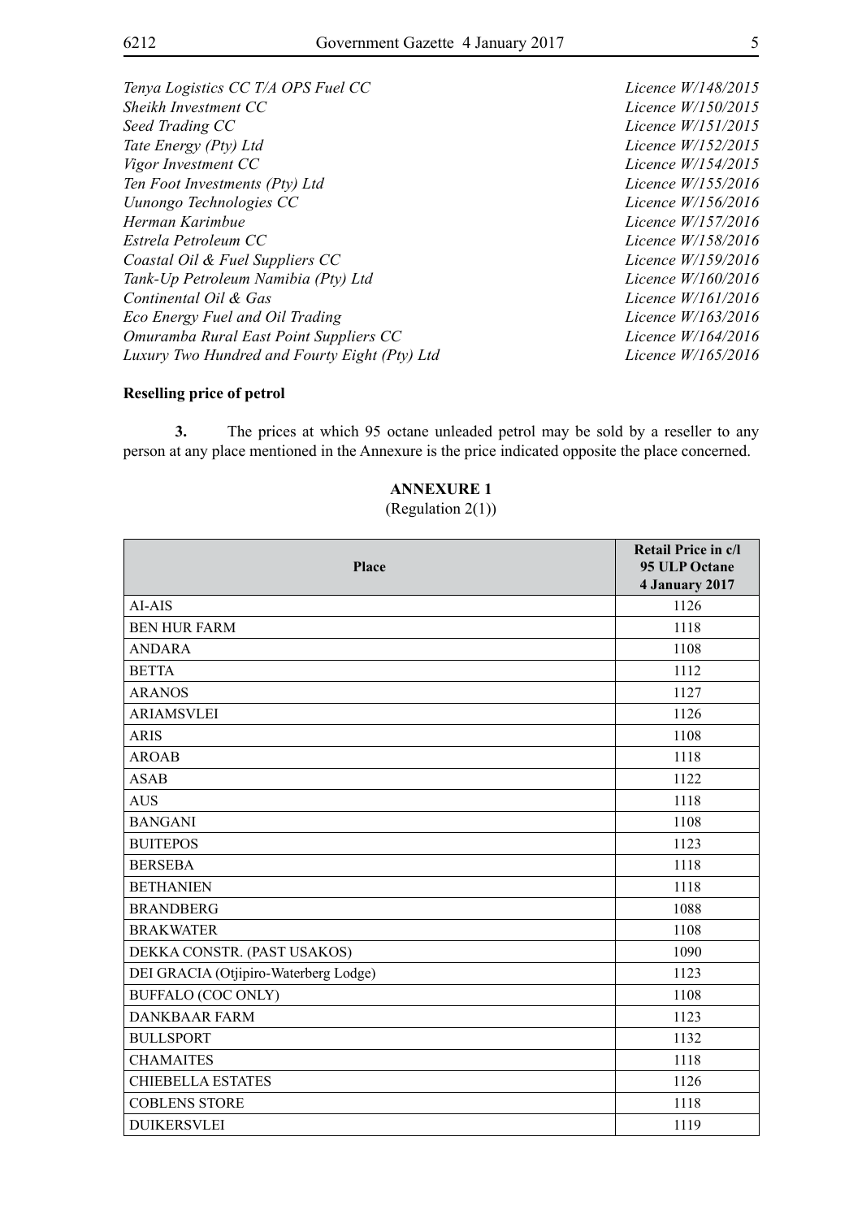*Tenya Logistics CC T/A OPS Fuel CC* *Licence W/148/2015*
*Sheikh Investment CC* *Licence W/150/2015*
*Seed Trading CC* *Licence W/151/2015*
*Tate Energy (Pty) Ltd* *Licence W/152/2015*
*Vigor Investment CC* *Licence W/154/2015*
*Ten Foot Investments (Pty) Ltd* *Licence W/155/2016*
*Uunongo Technologies CC* *Licence W/156/2016*
*Herman Karimbue* *Licence W/157/2016*
*Estrela Petroleum CC* *Licence W/158/2016*
*Coastal Oil & Fuel Suppliers CC* *Licence W/159/2016*
*Tank-Up Petroleum Namibia (Pty) Ltd* *Licence W/160/2016*
*Continental Oil & Gas* *Licence W/161/2016*
*Eco Energy Fuel and Oil Trading* *Licence W/163/2016*
*Omuramba Rural East Point Suppliers CC* *Licence W/164/2016*
*Luxury Two Hundred and Fourty Eight (Pty) Ltd* *Licence W/165/2016*

**Reselling price of petrol**

**3.** The prices at which 95 octane unleaded petrol may be sold by a reseller to any person at any place mentioned in the Annexure is the price indicated opposite the place concerned.

**ANNEXURE 1**

(Regulation 2(1))

| Place | Retail Price in c/l 95 ULP Octane 4 January 2017 |
|---|---|
| AI-AIS | 1126 |
| BEN HUR FARM | 1118 |
| ANDARA | 1108 |
| BETTA | 1112 |
| ARANOS | 1127 |
| ARIAMSVLEI | 1126 |
| ARIS | 1108 |
| AROAB | 1118 |
| ASAB | 1122 |
| AUS | 1118 |
| BANGANI | 1108 |
| BUITEPOS | 1123 |
| BERSEBA | 1118 |
| BETHANIEN | 1118 |
| BRANDBERG | 1088 |
| BRAKWATER | 1108 |
| DEKKA CONSTR. (PAST USAKOS) | 1090 |
| DEI GRACIA (Otjipiro-Waterberg Lodge) | 1123 |
| BUFFALO (COC ONLY) | 1108 |
| DANKBAAR FARM | 1123 |
| BULLSPORT | 1132 |
| CHAMAITES | 1118 |
| CHIEBELLA ESTATES | 1126 |
| COBLENS STORE | 1118 |
| DUIKERSVLEI | 1119 |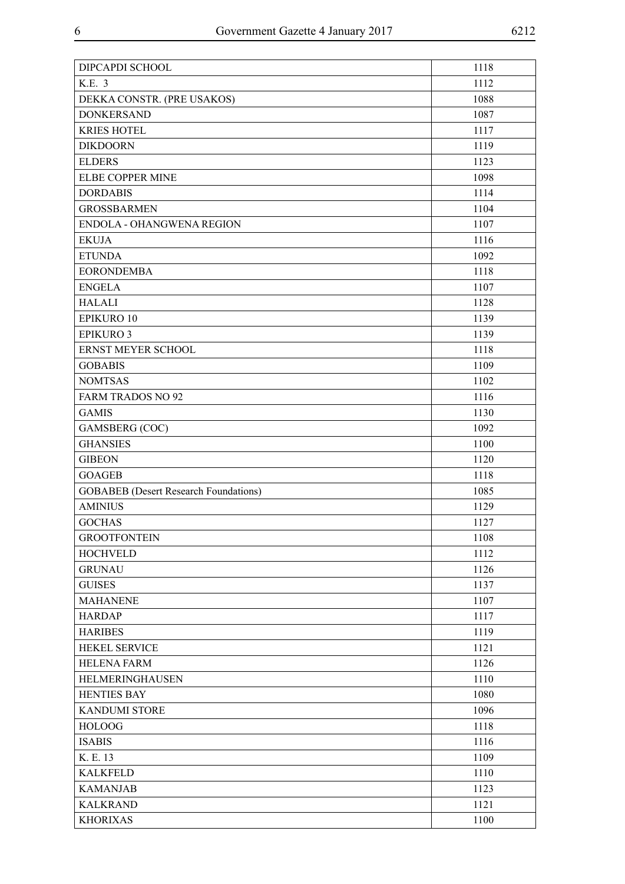| DIPCAPDI SCHOOL | 1118 |
|---|---|
| K.E. 3 | 1112 |
| DEKKA CONSTR. (PRE USAKOS) | 1088 |
| DONKERSAND | 1087 |
| KRIES HOTEL | 1117 |
| DIKDOORN | 1119 |
| ELDERS | 1123 |
| ELBE COPPER MINE | 1098 |
| DORDABIS | 1114 |
| GROSSBARMEN | 1104 |
| ENDOLA - OHANGWENA REGION | 1107 |
| EKUJA | 1116 |
| ETUNDA | 1092 |
| EORONDEMBA | 1118 |
| ENGELA | 1107 |
| HALALI | 1128 |
| EPIKURO 10 | 1139 |
| EPIKURO 3 | 1139 |
| ERNST MEYER SCHOOL | 1118 |
| GOBABIS | 1109 |
| NOMTSAS | 1102 |
| FARM TRADOS NO 92 | 1116 |
| GAMIS | 1130 |
| GAMSBERG (COC) | 1092 |
| GHANSIES | 1100 |
| GIBEON | 1120 |
| GOAGEB | 1118 |
| GOBABEB (Desert Research Foundations) | 1085 |
| AMINIUS | 1129 |
| GOCHAS | 1127 |
| GROOTFONTEIN | 1108 |
| HOCHVELD | 1112 |
| GRUNAU | 1126 |
| GUISES | 1137 |
| MAHANENE | 1107 |
| HARDAP | 1117 |
| HARIBES | 1119 |
| HEKEL SERVICE | 1121 |
| HELENA FARM | 1126 |
| HELMERINGHAUSEN | 1110 |
| HENTIES BAY | 1080 |
| KANDUMI STORE | 1096 |
| HOLOOG | 1118 |
| ISABIS | 1116 |
| K. E. 13 | 1109 |
| KALKFELD | 1110 |
| KAMANJAB | 1123 |
| KALKRAND | 1121 |
| KHORIXAS | 1100 |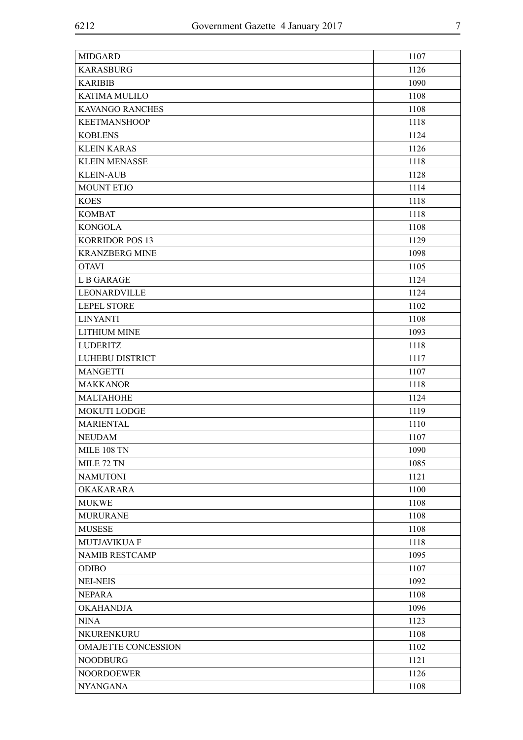| MIDGARD | 1107 |
|---|---|
| KARASBURG | 1126 |
| KARIBIB | 1090 |
| KATIMA MULILO | 1108 |
| KAVANGO RANCHES | 1108 |
| KEETMANSHOOP | 1118 |
| KOBLENS | 1124 |
| KLEIN KARAS | 1126 |
| KLEIN MENASSE | 1118 |
| KLEIN-AUB | 1128 |
| MOUNT ETJO | 1114 |
| KOES | 1118 |
| KOMBAT | 1118 |
| KONGOLA | 1108 |
| KORRIDOR POS 13 | 1129 |
| KRANZBERG MINE | 1098 |
| OTAVI | 1105 |
| L B GARAGE | 1124 |
| LEONARDVILLE | 1124 |
| LEPEL STORE | 1102 |
| LINYANTI | 1108 |
| LITHIUM MINE | 1093 |
| LUDERITZ | 1118 |
| LUHEBU DISTRICT | 1117 |
| MANGETTI | 1107 |
| MAKKANOR | 1118 |
| MALTAHOHE | 1124 |
| MOKUTI LODGE | 1119 |
| MARIENTAL | 1110 |
| NEUDAM | 1107 |
| MILE 108 TN | 1090 |
| MILE 72 TN | 1085 |
| NAMUTONI | 1121 |
| OKAKARARA | 1100 |
| MUKWE | 1108 |
| MURURANE | 1108 |
| MUSESE | 1108 |
| MUTJAVIKUA F | 1118 |
| NAMIB RESTCAMP | 1095 |
| ODIBO | 1107 |
| NEI-NEIS | 1092 |
| NEPARA | 1108 |
| OKAHANDJA | 1096 |
| NINA | 1123 |
| NKURENKURU | 1108 |
| OMAJETTE CONCESSION | 1102 |
| NOODBURG | 1121 |
| NOORDOEWER | 1126 |
| NYANGANA | 1108 |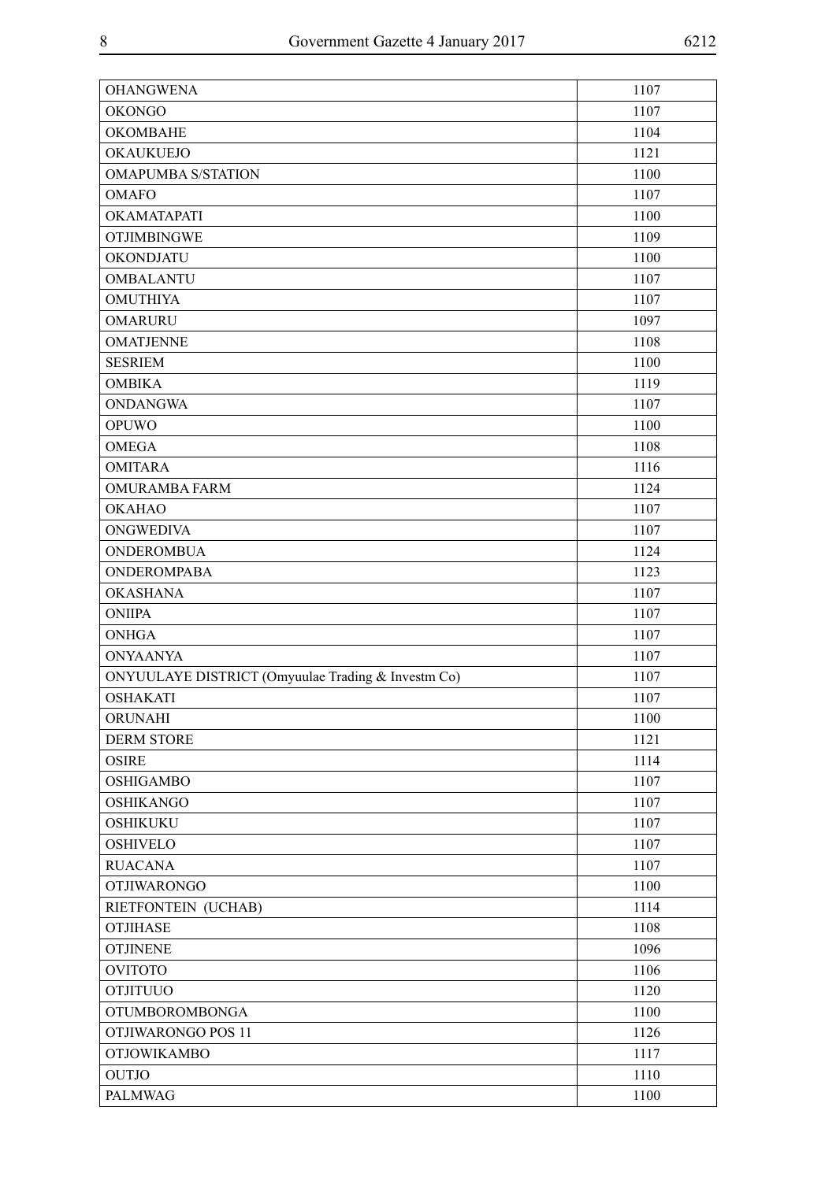| | |
|---|---|
| OHANGWENA | 1107 |
| OKONGO | 1107 |
| OKOMBAHE | 1104 |
| OKAUKUEJO | 1121 |
| OMAPUMBA S/STATION | 1100 |
| OMAFO | 1107 |
| OKAMATAPATI | 1100 |
| OTJIMBINGWE | 1109 |
| OKONDJATU | 1100 |
| OMBALANTU | 1107 |
| OMUTHIYA | 1107 |
| OMARURU | 1097 |
| OMATJENNE | 1108 |
| SESRIEM | 1100 |
| OMBIKA | 1119 |
| ONDANGWA | 1107 |
| OPUWO | 1100 |
| OMEGA | 1108 |
| OMITARA | 1116 |
| OMURAMBA FARM | 1124 |
| OKAHAO | 1107 |
| ONGWEDIVA | 1107 |
| ONDEROMBUA | 1124 |
| ONDEROMPABA | 1123 |
| OKASHANA | 1107 |
| ONIIPA | 1107 |
| ONHGA | 1107 |
| ONYAANYA | 1107 |
| ONYUULAYE DISTRICT (Omyuulae Trading & Investm Co) | 1107 |
| OSHAKATI | 1107 |
| ORUNAHI | 1100 |
| DERM STORE | 1121 |
| OSIRE | 1114 |
| OSHIGAMBO | 1107 |
| OSHIKANGO | 1107 |
| OSHIKUKU | 1107 |
| OSHIVELO | 1107 |
| RUACANA | 1107 |
| OTJIWARONGO | 1100 |
| RIETFONTEIN (UCHAB) | 1114 |
| OTJIHASE | 1108 |
| OTJINENE | 1096 |
| OVITOTO | 1106 |
| OTJITUUO | 1120 |
| OTUMBOROMBONGA | 1100 |
| OTJIWARONGO POS 11 | 1126 |
| OTJOWIKAMBO | 1117 |
| OUTJO | 1110 |
| PALMWAG | 1100 |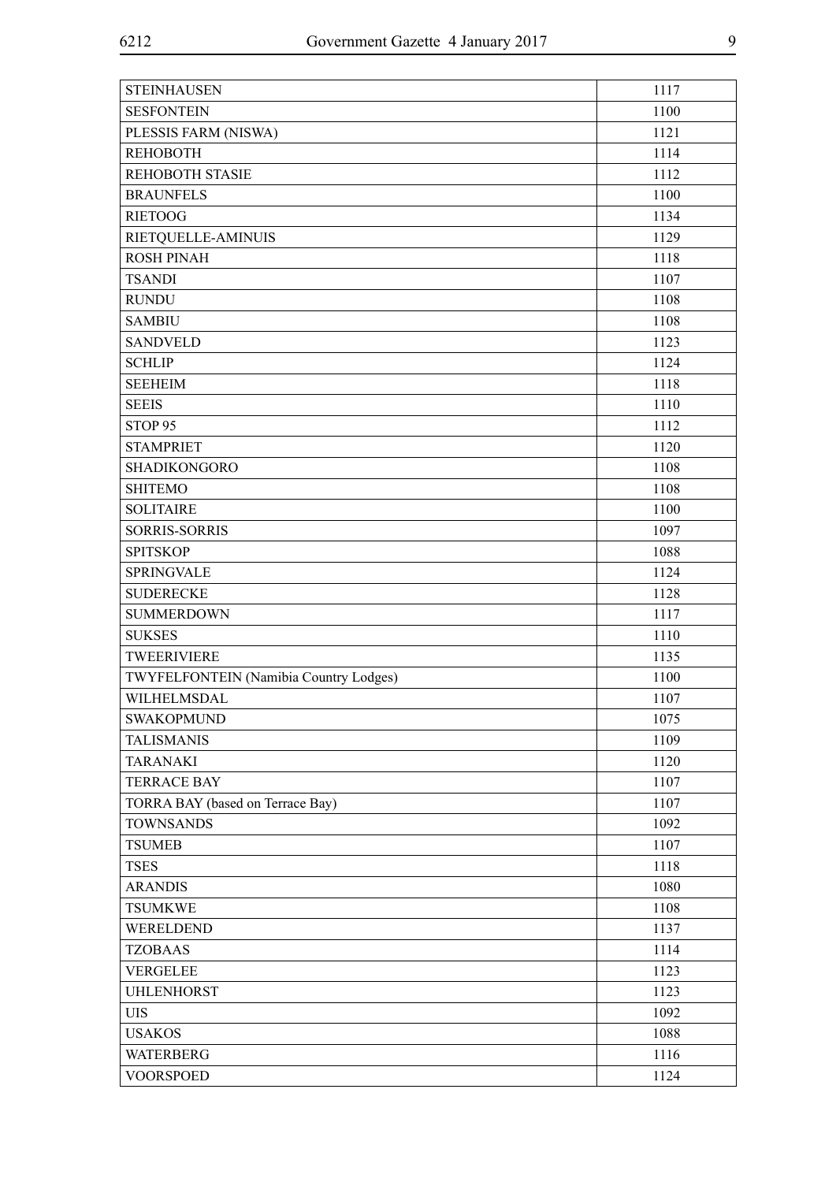| | |
|---|---|
| STEINHAUSEN | 1117 |
| SESFONTEIN | 1100 |
| PLESSIS FARM (NISWA) | 1121 |
| REHOBOTH | 1114 |
| REHOBOTH STASIE | 1112 |
| BRAUNFELS | 1100 |
| RIETOOG | 1134 |
| RIETQUELLE-AMINUIS | 1129 |
| ROSH PINAH | 1118 |
| TSANDI | 1107 |
| RUNDU | 1108 |
| SAMBIU | 1108 |
| SANDVELD | 1123 |
| SCHLIP | 1124 |
| SEEHEIM | 1118 |
| SEEIS | 1110 |
| STOP 95 | 1112 |
| STAMPRIET | 1120 |
| SHADIKONGORO | 1108 |
| SHITEMO | 1108 |
| SOLITAIRE | 1100 |
| SORRIS-SORRIS | 1097 |
| SPITSKOP | 1088 |
| SPRINGVALE | 1124 |
| SUDERECKE | 1128 |
| SUMMERDOWN | 1117 |
| SUKSES | 1110 |
| TWEERIVIERE | 1135 |
| TWYFELFONTEIN (Namibia Country Lodges) | 1100 |
| WILHELMSDAL | 1107 |
| SWAKOPMUND | 1075 |
| TALISMANIS | 1109 |
| TARANAKI | 1120 |
| TERRACE BAY | 1107 |
| TORRA BAY (based on Terrace Bay) | 1107 |
| TOWNSANDS | 1092 |
| TSUMEB | 1107 |
| TSES | 1118 |
| ARANDIS | 1080 |
| TSUMKWE | 1108 |
| WERELDEND | 1137 |
| TZOBAAS | 1114 |
| VERGELEE | 1123 |
| UHLENHORST | 1123 |
| UIS | 1092 |
| USAKOS | 1088 |
| WATERBERG | 1116 |
| VOORSPOED | 1124 |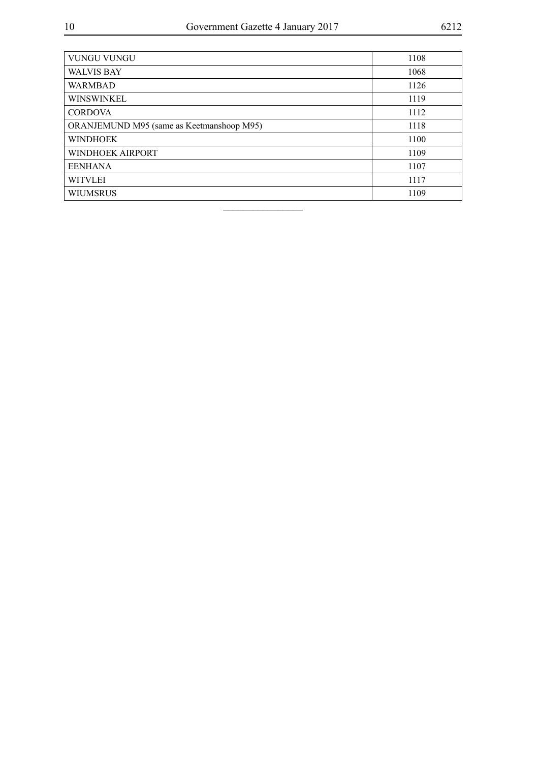| | |
|---|---|
| VUNGU VUNGU | 1108 |
| WALVIS BAY | 1068 |
| WARMBAD | 1126 |
| WINSWINKEL | 1119 |
| CORDOVA | 1112 |
| ORANJEMUND M95 (same as Keetmanshoop M95) | 1118 |
| WINDHOEK | 1100 |
| WINDHOEK AIRPORT | 1109 |
| EENHANA | 1107 |
| WITVLEI | 1117 |
| WIUMSRUS | 1109 |

________________